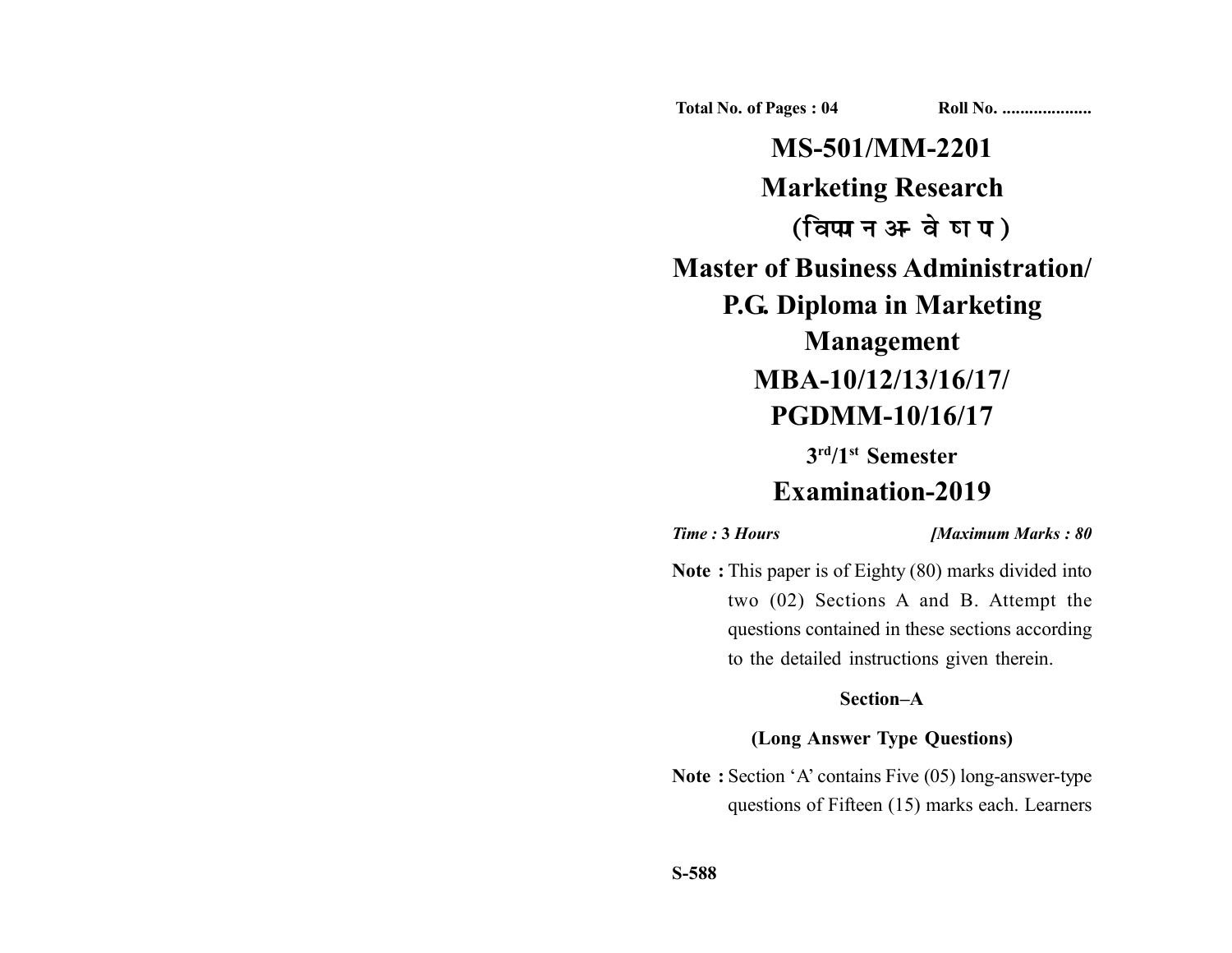Total No. of Pages : 04 Roll No. ....................

# MS-501/MM-2201

# Marketing Research

# (विपणन अन्वेषण)

# Master of Business Administration/ P.G. Diploma in Marketing Management

# MBA-10/12/13/16/17/ PGDMM-10/16/17

## 3rd/1st Semester

## Examination-2019

*Time :* **3** *Hours* *[Maximum Marks : 80*

**Note :** This paper is of Eighty (80) marks divided into two (02) Sections A and B. Attempt the questions contained in these sections according to the detailed instructions given therein.

### Section–A

### (Long Answer Type Questions)

**Note :** Section 'A' contains Five (05) long-answer-type questions of Fifteen (15) marks each. Learners

S-588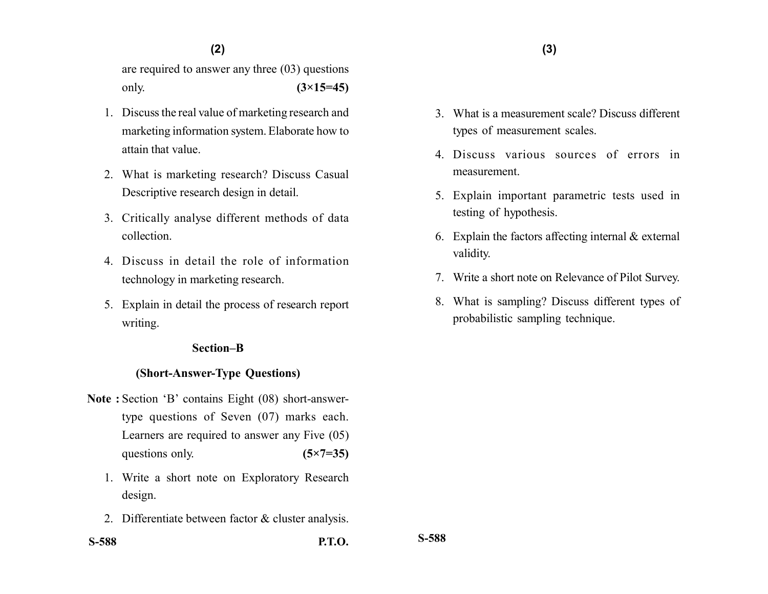are required to answer any three (03) questions only. **(3×15=45)**

1. Discuss the real value of marketing research and marketing information system. Elaborate how to attain that value.
2. What is marketing research? Discuss Casual Descriptive research design in detail.
3. Critically analyse different methods of data collection.
4. Discuss in detail the role of information technology in marketing research.
5. Explain in detail the process of research report writing.

## Section–B

### (Short-Answer-Type Questions)

**Note :** Section 'B' contains Eight (08) short-answer-type questions of Seven (07) marks each. Learners are required to answer any Five (05) questions only. **(5×7=35)**

1. Write a short note on Exploratory Research design.
2. Differentiate between factor & cluster analysis.
3. What is a measurement scale? Discuss different types of measurement scales.
4. Discuss various sources of errors in measurement.
5. Explain important parametric tests used in testing of hypothesis.
6. Explain the factors affecting internal & external validity.
7. Write a short note on Relevance of Pilot Survey.
8. What is sampling? Discuss different types of probabilistic sampling technique.